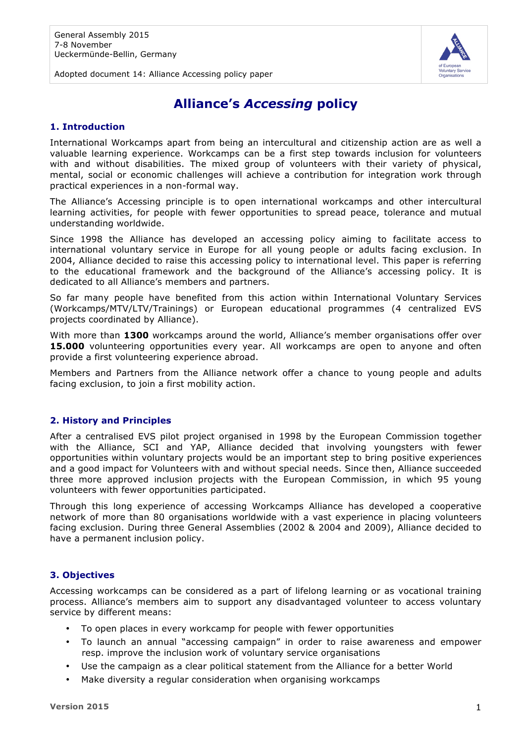General Assembly 2015
7-8 November
Ueckermünde-Bellin, Germany

Adopted document 14: Alliance Accessing policy paper

# Alliance's *Accessing* policy

## 1. Introduction

International Workcamps apart from being an intercultural and citizenship action are as well a valuable learning experience. Workcamps can be a first step towards inclusion for volunteers with and without disabilities. The mixed group of volunteers with their variety of physical, mental, social or economic challenges will achieve a contribution for integration work through practical experiences in a non-formal way.

The Alliance's Accessing principle is to open international workcamps and other intercultural learning activities, for people with fewer opportunities to spread peace, tolerance and mutual understanding worldwide.

Since 1998 the Alliance has developed an accessing policy aiming to facilitate access to international voluntary service in Europe for all young people or adults facing exclusion. In 2004, Alliance decided to raise this accessing policy to international level. This paper is referring to the educational framework and the background of the Alliance's accessing policy. It is dedicated to all Alliance's members and partners.

So far many people have benefited from this action within International Voluntary Services (Workcamps/MTV/LTV/Trainings) or European educational programmes (4 centralized EVS projects coordinated by Alliance).

With more than **1300** workcamps around the world, Alliance's member organisations offer over **15.000** volunteering opportunities every year. All workcamps are open to anyone and often provide a first volunteering experience abroad.

Members and Partners from the Alliance network offer a chance to young people and adults facing exclusion, to join a first mobility action.

## 2. History and Principles

After a centralised EVS pilot project organised in 1998 by the European Commission together with the Alliance, SCI and YAP, Alliance decided that involving youngsters with fewer opportunities within voluntary projects would be an important step to bring positive experiences and a good impact for Volunteers with and without special needs. Since then, Alliance succeeded three more approved inclusion projects with the European Commission, in which 95 young volunteers with fewer opportunities participated.

Through this long experience of accessing Workcamps Alliance has developed a cooperative network of more than 80 organisations worldwide with a vast experience in placing volunteers facing exclusion. During three General Assemblies (2002 & 2004 and 2009), Alliance decided to have a permanent inclusion policy.

## 3. Objectives

Accessing workcamps can be considered as a part of lifelong learning or as vocational training process. Alliance's members aim to support any disadvantaged volunteer to access voluntary service by different means:

- To open places in every workcamp for people with fewer opportunities
- To launch an annual "accessing campaign" in order to raise awareness and empower resp. improve the inclusion work of voluntary service organisations
- Use the campaign as a clear political statement from the Alliance for a better World
- Make diversity a regular consideration when organising workcamps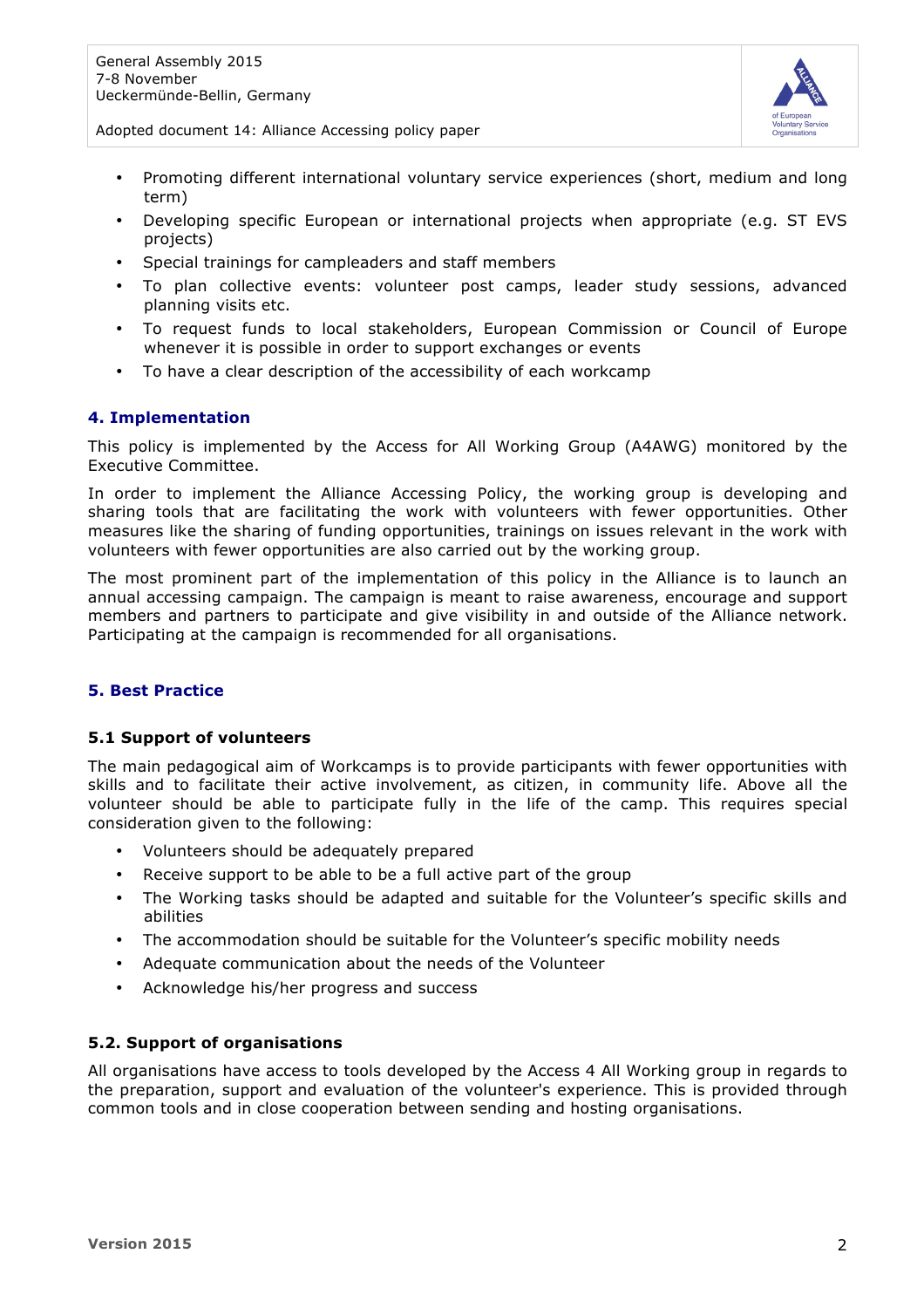- Promoting different international voluntary service experiences (short, medium and long term)
- Developing specific European or international projects when appropriate (e.g. ST EVS projects)
- Special trainings for campleaders and staff members
- To plan collective events: volunteer post camps, leader study sessions, advanced planning visits etc.
- To request funds to local stakeholders, European Commission or Council of Europe whenever it is possible in order to support exchanges or events
- To have a clear description of the accessibility of each workcamp

## 4. Implementation

This policy is implemented by the Access for All Working Group (A4AWG) monitored by the Executive Committee.

In order to implement the Alliance Accessing Policy, the working group is developing and sharing tools that are facilitating the work with volunteers with fewer opportunities. Other measures like the sharing of funding opportunities, trainings on issues relevant in the work with volunteers with fewer opportunities are also carried out by the working group.

The most prominent part of the implementation of this policy in the Alliance is to launch an annual accessing campaign. The campaign is meant to raise awareness, encourage and support members and partners to participate and give visibility in and outside of the Alliance network. Participating at the campaign is recommended for all organisations.

## 5. Best Practice

### 5.1 Support of volunteers

The main pedagogical aim of Workcamps is to provide participants with fewer opportunities with skills and to facilitate their active involvement, as citizen, in community life. Above all the volunteer should be able to participate fully in the life of the camp. This requires special consideration given to the following:

- Volunteers should be adequately prepared
- Receive support to be able to be a full active part of the group
- The Working tasks should be adapted and suitable for the Volunteer's specific skills and abilities
- The accommodation should be suitable for the Volunteer's specific mobility needs
- Adequate communication about the needs of the Volunteer
- Acknowledge his/her progress and success

### 5.2. Support of organisations

All organisations have access to tools developed by the Access 4 All Working group in regards to the preparation, support and evaluation of the volunteer's experience. This is provided through common tools and in close cooperation between sending and hosting organisations.